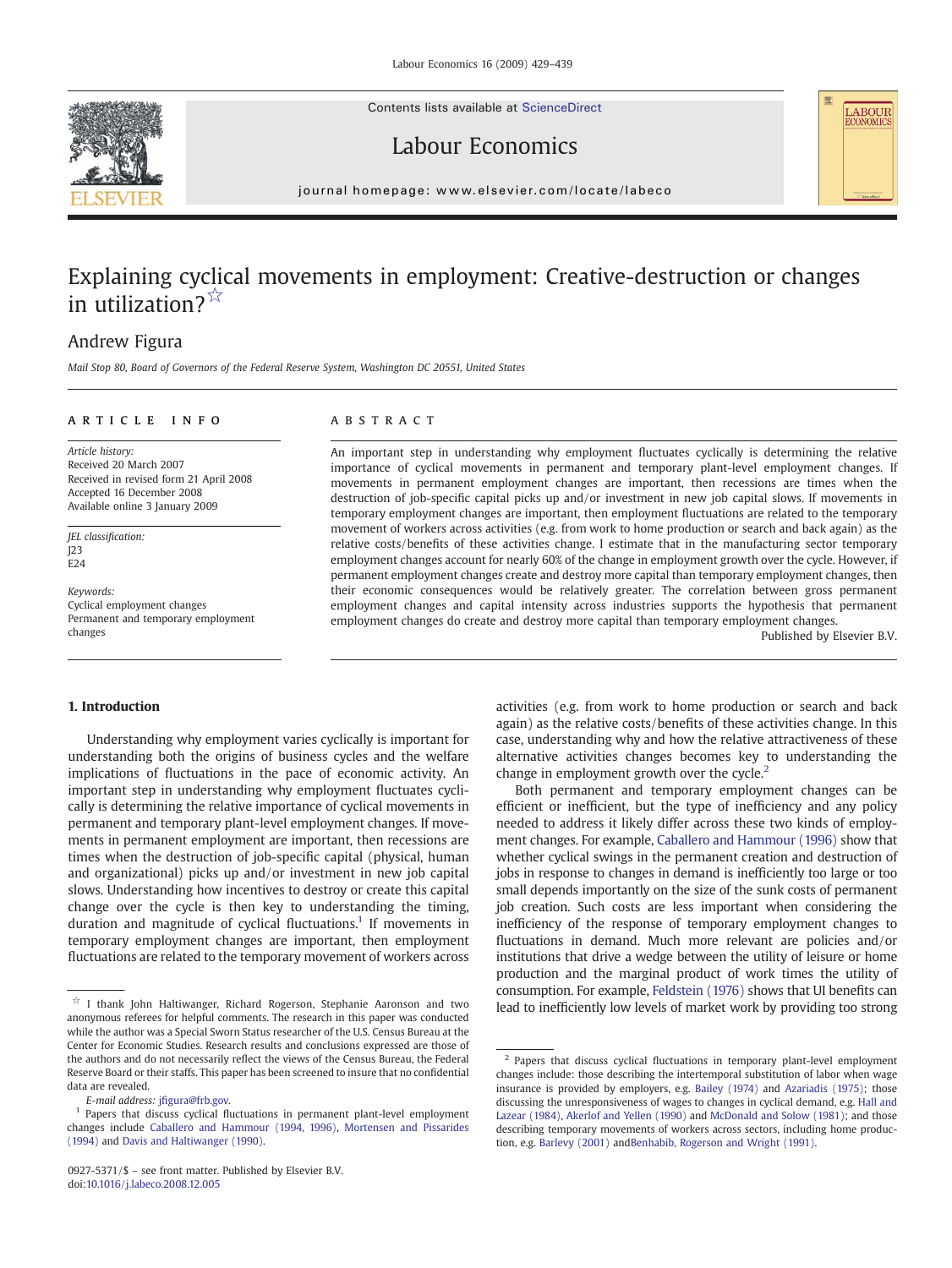# Explaining cyclical movements in employment: Creative-destruction or changes in utilization?☆

Andrew Figura

*Mail Stop 80, Board of Governors of the Federal Reserve System, Washington DC 20551, United States*

## ARTICLE INFO

*Article history:*
Received 20 March 2007
Received in revised form 21 April 2008
Accepted 16 December 2008
Available online 3 January 2009

*JEL classification:*
J23
E24

*Keywords:*
Cyclical employment changes
Permanent and temporary employment changes

## ABSTRACT

An important step in understanding why employment fluctuates cyclically is determining the relative importance of cyclical movements in permanent and temporary plant-level employment changes. If movements in permanent employment changes are important, then recessions are times when the destruction of job-specific capital picks up and/or investment in new job capital slows. If movements in temporary employment changes are important, then employment fluctuations are related to the temporary movement of workers across activities (e.g. from work to home production or search and back again) as the relative costs/benefits of these activities change. I estimate that in the manufacturing sector temporary employment changes account for nearly 60% of the change in employment growth over the cycle. However, if permanent employment changes create and destroy more capital than temporary employment changes, then their economic consequences would be relatively greater. The correlation between gross permanent employment changes and capital intensity across industries supports the hypothesis that permanent employment changes do create and destroy more capital than temporary employment changes.

Published by Elsevier B.V.

## 1. Introduction

Understanding why employment varies cyclically is important for understanding both the origins of business cycles and the welfare implications of fluctuations in the pace of economic activity. An important step in understanding why employment fluctuates cyclically is determining the relative importance of cyclical movements in permanent and temporary plant-level employment changes. If movements in permanent employment are important, then recessions are times when the destruction of job-specific capital (physical, human and organizational) picks up and/or investment in new job capital slows. Understanding how incentives to destroy or create this capital change over the cycle is then key to understanding the timing, duration and magnitude of cyclical fluctuations.[1] If movements in temporary employment changes are important, then employment fluctuations are related to the temporary movement of workers across activities (e.g. from work to home production or search and back again) as the relative costs/benefits of these activities change. In this case, understanding why and how the relative attractiveness of these alternative activities changes becomes key to understanding the change in employment growth over the cycle.[2]

Both permanent and temporary employment changes can be efficient or inefficient, but the type of inefficiency and any policy needed to address it likely differ across these two kinds of employment changes. For example, Caballero and Hammour (1996) show that whether cyclical swings in the permanent creation and destruction of jobs in response to changes in demand is inefficiently too large or too small depends importantly on the size of the sunk costs of permanent job creation. Such costs are less important when considering the inefficiency of the response of temporary employment changes to fluctuations in demand. Much more relevant are policies and/or institutions that drive a wedge between the utility of leisure or home production and the marginal product of work times the utility of consumption. For example, Feldstein (1976) shows that UI benefits can lead to inefficiently low levels of market work by providing too strong

---

☆ I thank John Haltiwanger, Richard Rogerson, Stephanie Aaronson and two anonymous referees for helpful comments. The research in this paper was conducted while the author was a Special Sworn Status researcher of the U.S. Census Bureau at the Center for Economic Studies. Research results and conclusions expressed are those of the authors and do not necessarily reflect the views of the Census Bureau, the Federal Reserve Board or their staffs. This paper has been screened to insure that no confidential data are revealed.

*E-mail address:* jfigura@frb.gov.

[1] Papers that discuss cyclical fluctuations in permanent plant-level employment changes include Caballero and Hammour (1994, 1996), Mortensen and Pissarides (1994) and Davis and Haltiwanger (1990).

[2] Papers that discuss cyclical fluctuations in temporary plant-level employment changes include: those describing the intertemporal substitution of labor when wage insurance is provided by employers, e.g. Bailey (1974) and Azariadis (1975); those discussing the unresponsiveness of wages to changes in cyclical demand, e.g. Hall and Lazear (1984), Akerlof and Yellen (1990) and McDonald and Solow (1981); and those describing temporary movements of workers across sectors, including home production, e.g. Barlevy (2001) andBenhabib, Rogerson and Wright (1991).

0927-5371/$ – see front matter. Published by Elsevier B.V.
doi:10.1016/j.labeco.2008.12.005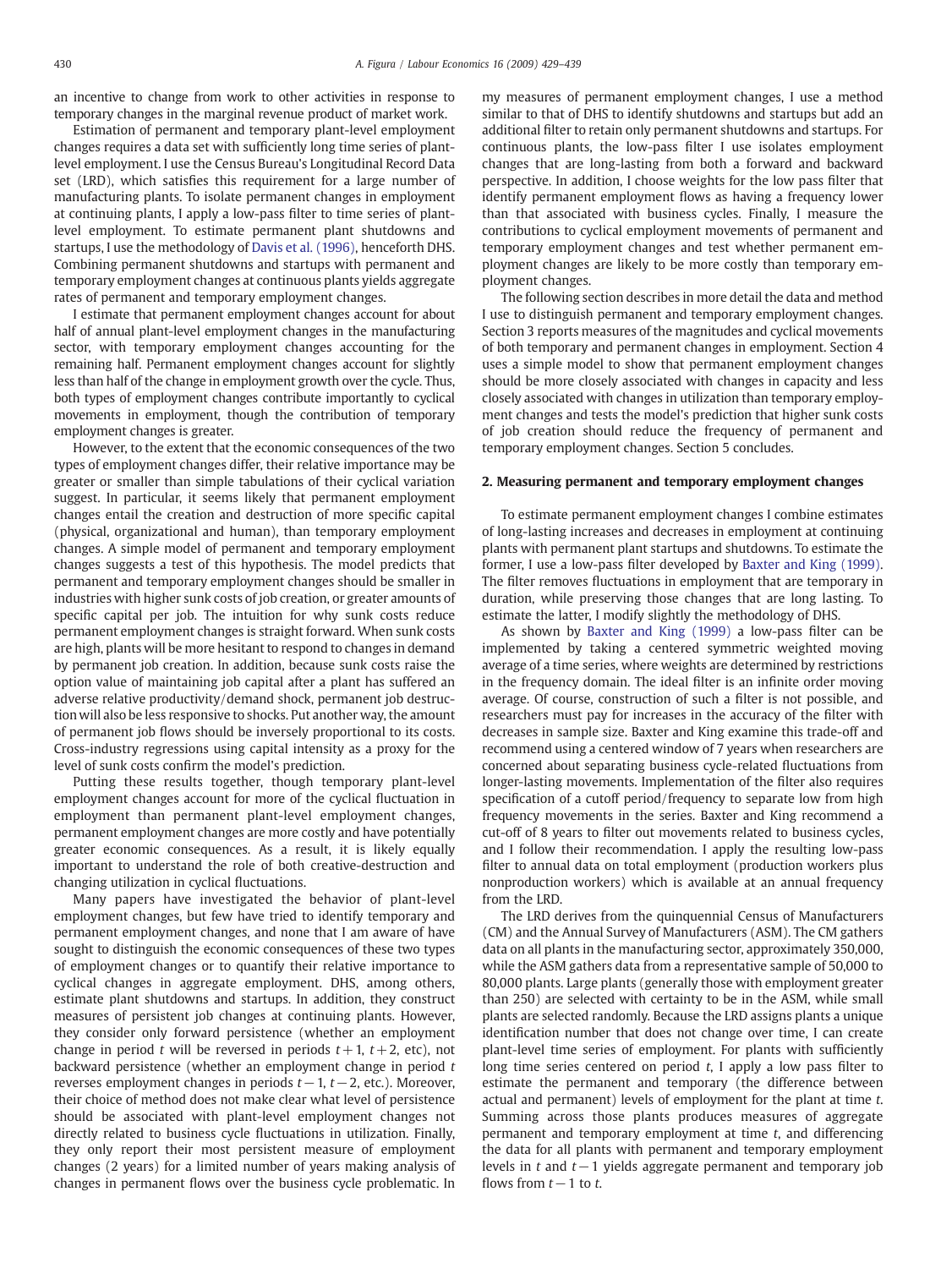an incentive to change from work to other activities in response to temporary changes in the marginal revenue product of market work.

Estimation of permanent and temporary plant-level employment changes requires a data set with sufficiently long time series of plant-level employment. I use the Census Bureau's Longitudinal Record Data set (LRD), which satisfies this requirement for a large number of manufacturing plants. To isolate permanent changes in employment at continuing plants, I apply a low-pass filter to time series of plant-level employment. To estimate permanent plant shutdowns and startups, I use the methodology of Davis et al. (1996), henceforth DHS. Combining permanent shutdowns and startups with permanent and temporary employment changes at continuous plants yields aggregate rates of permanent and temporary employment changes.

I estimate that permanent employment changes account for about half of annual plant-level employment changes in the manufacturing sector, with temporary employment changes accounting for the remaining half. Permanent employment changes account for slightly less than half of the change in employment growth over the cycle. Thus, both types of employment changes contribute importantly to cyclical movements in employment, though the contribution of temporary employment changes is greater.

However, to the extent that the economic consequences of the two types of employment changes differ, their relative importance may be greater or smaller than simple tabulations of their cyclical variation suggest. In particular, it seems likely that permanent employment changes entail the creation and destruction of more specific capital (physical, organizational and human), than temporary employment changes. A simple model of permanent and temporary employment changes suggests a test of this hypothesis. The model predicts that permanent and temporary employment changes should be smaller in industries with higher sunk costs of job creation, or greater amounts of specific capital per job. The intuition for why sunk costs reduce permanent employment changes is straight forward. When sunk costs are high, plants will be more hesitant to respond to changes in demand by permanent job creation. In addition, because sunk costs raise the option value of maintaining job capital after a plant has suffered an adverse relative productivity/demand shock, permanent job destruction will also be less responsive to shocks. Put another way, the amount of permanent job flows should be inversely proportional to its costs. Cross-industry regressions using capital intensity as a proxy for the level of sunk costs confirm the model's prediction.

Putting these results together, though temporary plant-level employment changes account for more of the cyclical fluctuation in employment than permanent plant-level employment changes, permanent employment changes are more costly and have potentially greater economic consequences. As a result, it is likely equally important to understand the role of both creative-destruction and changing utilization in cyclical fluctuations.

Many papers have investigated the behavior of plant-level employment changes, but few have tried to identify temporary and permanent employment changes, and none that I am aware of have sought to distinguish the economic consequences of these two types of employment changes or to quantify their relative importance to cyclical changes in aggregate employment. DHS, among others, estimate plant shutdowns and startups. In addition, they construct measures of persistent job changes at continuing plants. However, they consider only forward persistence (whether an employment change in period $t$ will be reversed in periods $t+1$, $t+2$, etc), not backward persistence (whether an employment change in period $t$ reverses employment changes in periods $t-1$, $t-2$, etc.). Moreover, their choice of method does not make clear what level of persistence should be associated with plant-level employment changes not directly related to business cycle fluctuations in utilization. Finally, they only report their most persistent measure of employment changes (2 years) for a limited number of years making analysis of changes in permanent flows over the business cycle problematic. In my measures of permanent employment changes, I use a method similar to that of DHS to identify shutdowns and startups but add an additional filter to retain only permanent shutdowns and startups. For continuous plants, the low-pass filter I use isolates employment changes that are long-lasting from both a forward and backward perspective. In addition, I choose weights for the low pass filter that identify permanent employment flows as having a frequency lower than that associated with business cycles. Finally, I measure the contributions to cyclical employment movements of permanent and temporary employment changes and test whether permanent employment changes are likely to be more costly than temporary employment changes.

The following section describes in more detail the data and method I use to distinguish permanent and temporary employment changes. Section 3 reports measures of the magnitudes and cyclical movements of both temporary and permanent changes in employment. Section 4 uses a simple model to show that permanent employment changes should be more closely associated with changes in capacity and less closely associated with changes in utilization than temporary employment changes and tests the model's prediction that higher sunk costs of job creation should reduce the frequency of permanent and temporary employment changes. Section 5 concludes.

## 2. Measuring permanent and temporary employment changes

To estimate permanent employment changes I combine estimates of long-lasting increases and decreases in employment at continuing plants with permanent plant startups and shutdowns. To estimate the former, I use a low-pass filter developed by Baxter and King (1999). The filter removes fluctuations in employment that are temporary in duration, while preserving those changes that are long lasting. To estimate the latter, I modify slightly the methodology of DHS.

As shown by Baxter and King (1999) a low-pass filter can be implemented by taking a centered symmetric weighted moving average of a time series, where weights are determined by restrictions in the frequency domain. The ideal filter is an infinite order moving average. Of course, construction of such a filter is not possible, and researchers must pay for increases in the accuracy of the filter with decreases in sample size. Baxter and King examine this trade-off and recommend using a centered window of 7 years when researchers are concerned about separating business cycle-related fluctuations from longer-lasting movements. Implementation of the filter also requires specification of a cutoff period/frequency to separate low from high frequency movements in the series. Baxter and King recommend a cut-off of 8 years to filter out movements related to business cycles, and I follow their recommendation. I apply the resulting low-pass filter to annual data on total employment (production workers plus nonproduction workers) which is available at an annual frequency from the LRD.

The LRD derives from the quinquennial Census of Manufacturers (CM) and the Annual Survey of Manufacturers (ASM). The CM gathers data on all plants in the manufacturing sector, approximately 350,000, while the ASM gathers data from a representative sample of 50,000 to 80,000 plants. Large plants (generally those with employment greater than 250) are selected with certainty to be in the ASM, while small plants are selected randomly. Because the LRD assigns plants a unique identification number that does not change over time, I can create plant-level time series of employment. For plants with sufficiently long time series centered on period $t$, I apply a low pass filter to estimate the permanent and temporary (the difference between actual and permanent) levels of employment for the plant at time $t$. Summing across those plants produces measures of aggregate permanent and temporary employment at time $t$, and differencing the data for all plants with permanent and temporary employment levels in $t$ and $t-1$ yields aggregate permanent and temporary job flows from $t-1$ to $t$.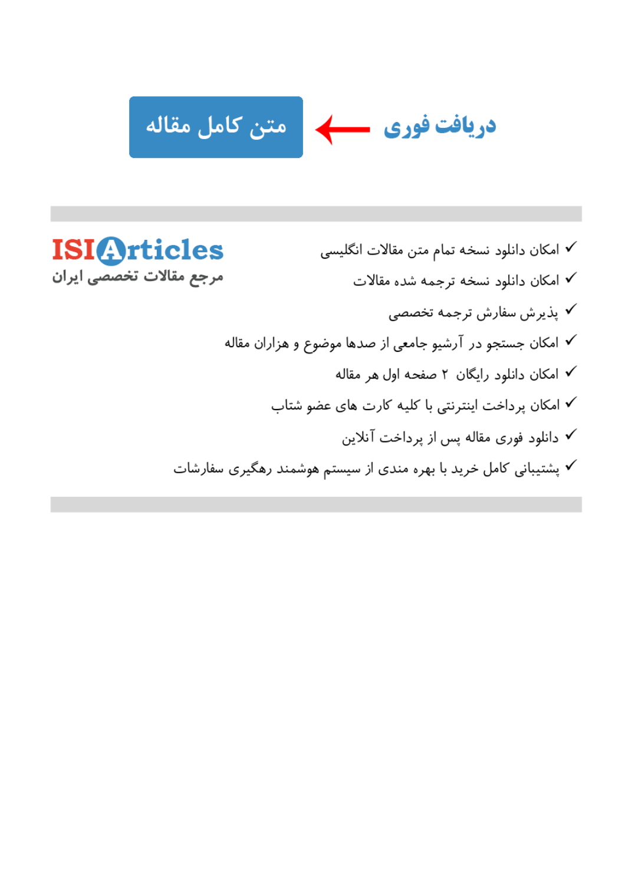دریافت فوری ← **متن کامل مقاله**

**ISIArticles**
مرجع مقالات تخصصی ایران

- ✓ امکان دانلود نسخه تمام متن مقالات انگلیسی
- ✓ امکان دانلود نسخه ترجمه شده مقالات
- ✓ پذیرش سفارش ترجمه تخصصی
- ✓ امکان جستجو در آرشیو جامعی از صدها موضوع و هزاران مقاله
- ✓ امکان دانلود رایگان ۲ صفحه اول هر مقاله
- ✓ امکان پرداخت اینترنتی با کلیه کارت های عضو شتاب
- ✓ دانلود فوری مقاله پس از پرداخت آنلاین
- ✓ پشتیبانی کامل خرید با بهره مندی از سیستم هوشمند رهگیری سفارشات